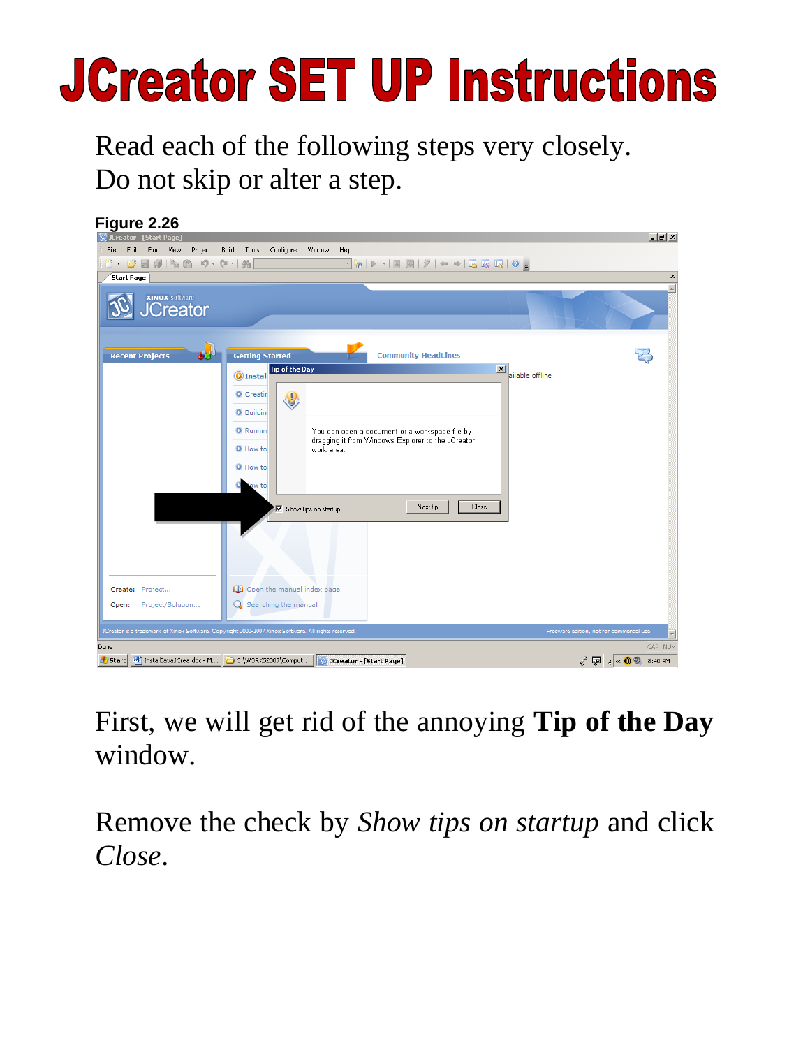# JCreator SET UP Instructions

Read each of the following steps very closely.
Do not skip or alter a step.

**Figure 2.26**

First, we will get rid of the annoying **Tip of the Day** window.

Remove the check by *Show tips on startup* and click *Close*.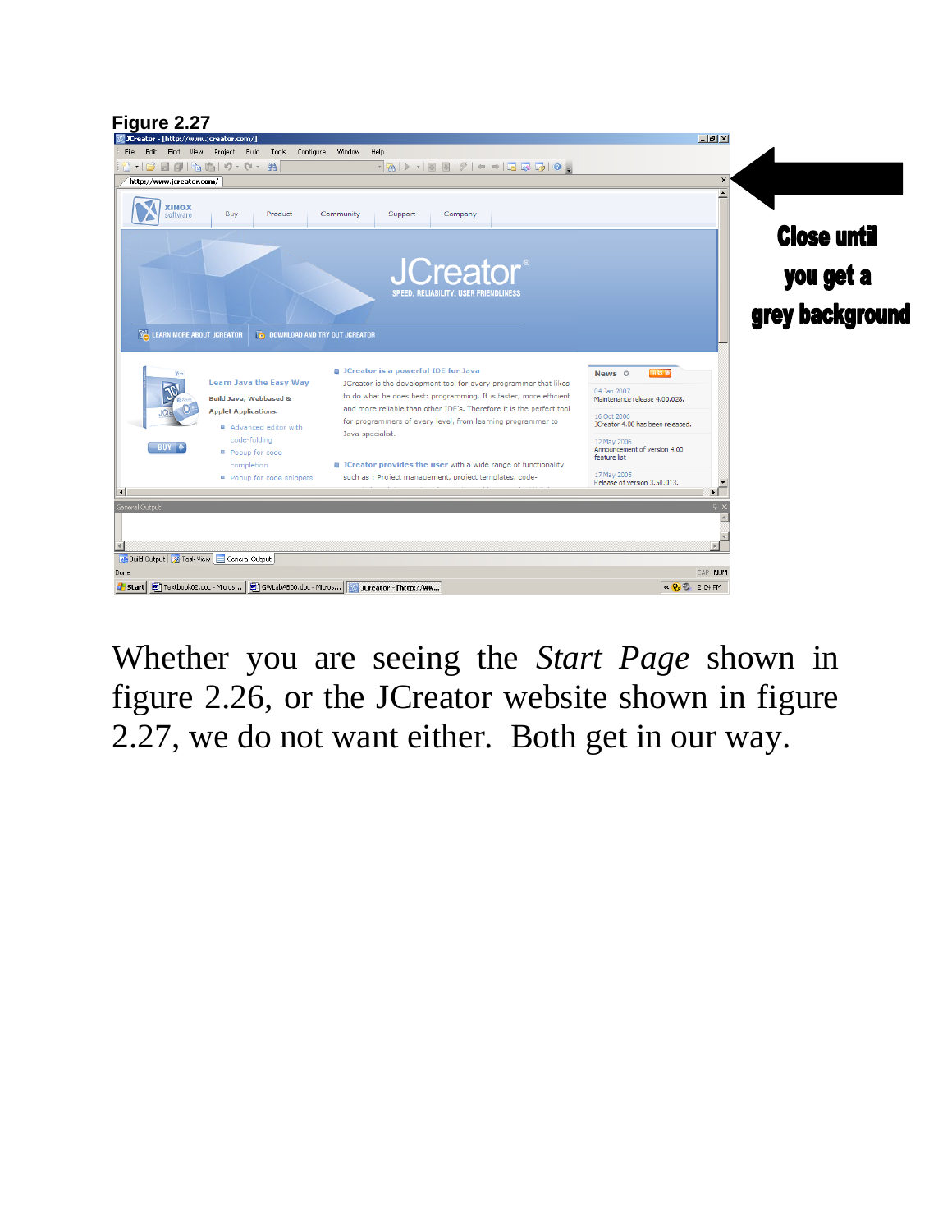**Figure 2.27**

**Close until you get a grey background**

Whether you are seeing the *Start Page* shown in figure 2.26, or the JCreator website shown in figure 2.27, we do not want either. Both get in our way.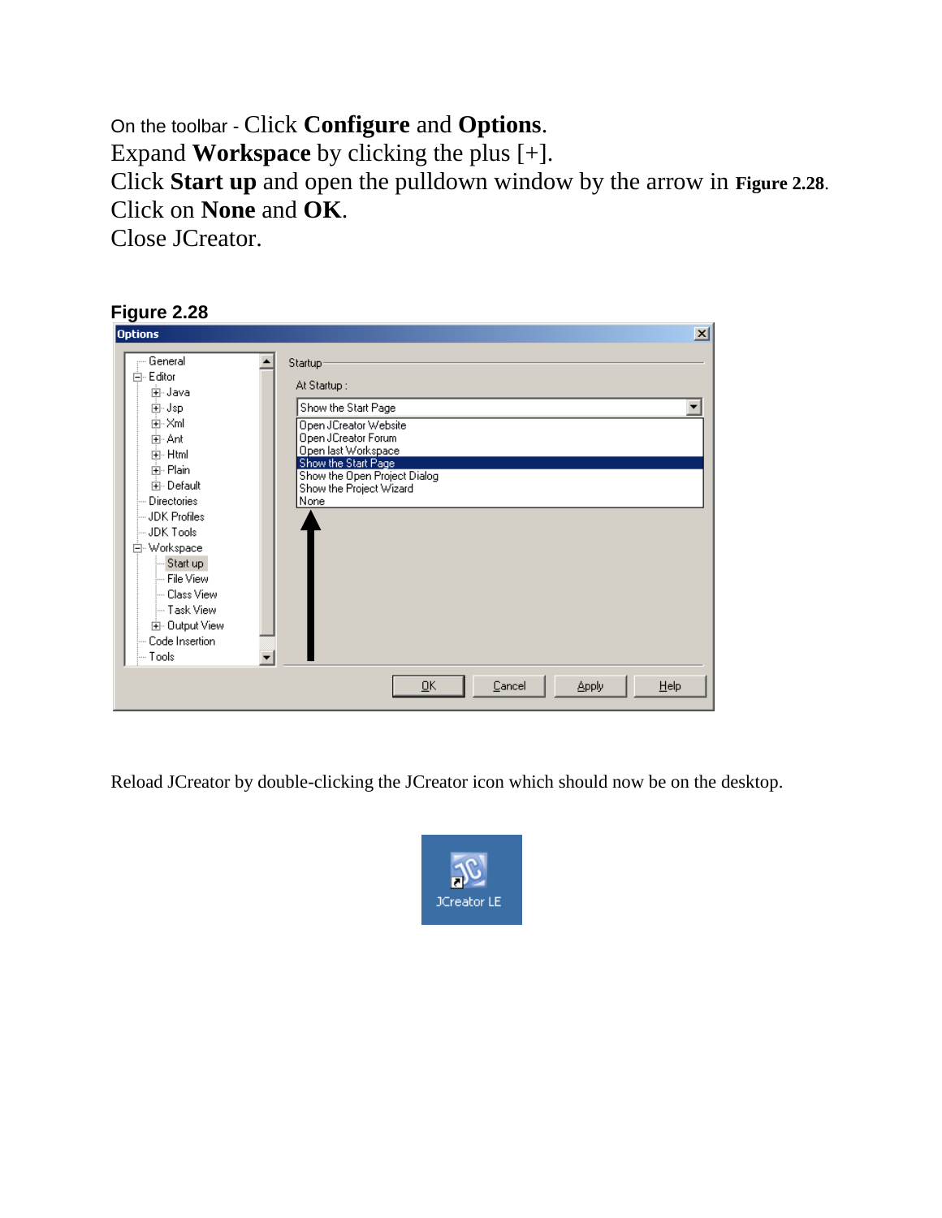On the toolbar - Click **Configure** and **Options**.
Expand **Workspace** by clicking the plus [+].
Click **Start up** and open the pulldown window by the arrow in **Figure 2.28**.
Click on **None** and **OK**.
Close JCreator.

**Figure 2.28**

Reload JCreator by double-clicking the JCreator icon which should now be on the desktop.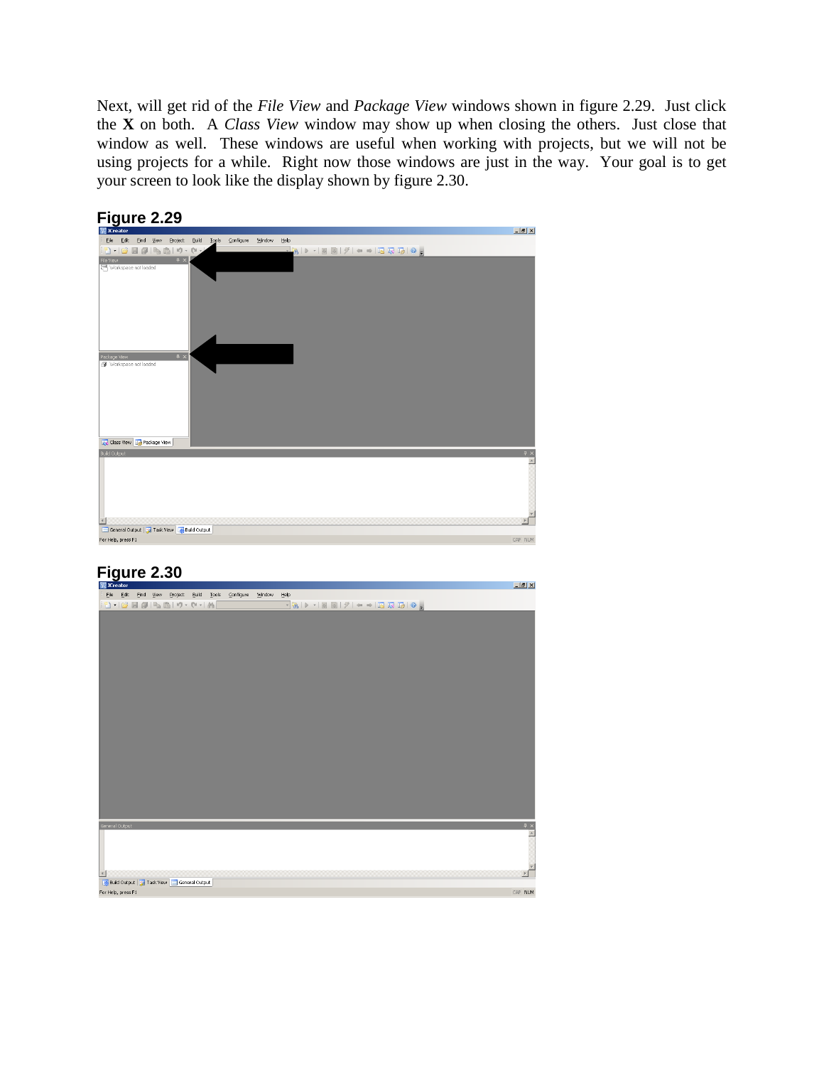Next, will get rid of the *File View* and *Package View* windows shown in figure 2.29. Just click the **X** on both. A *Class View* window may show up when closing the others. Just close that window as well. These windows are useful when working with projects, but we will not be using projects for a while. Right now those windows are just in the way. Your goal is to get your screen to look like the display shown by figure 2.30.

**Figure 2.29**

**Figure 2.30**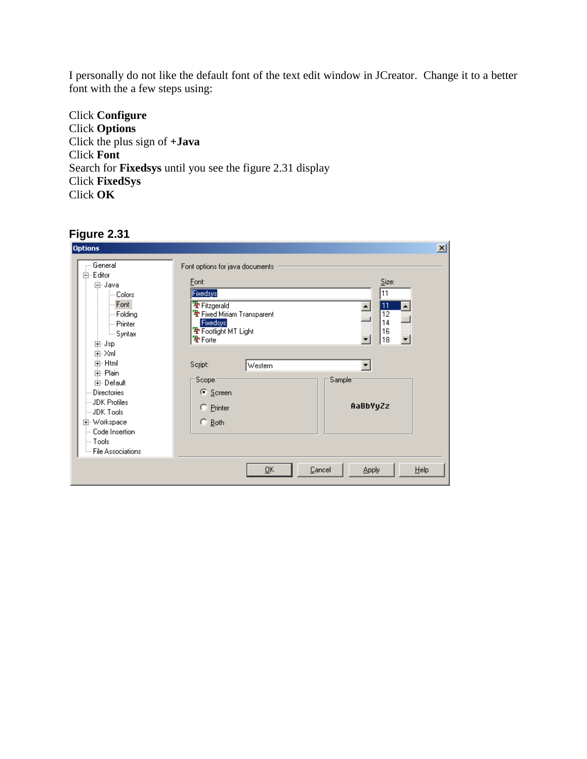I personally do not like the default font of the text edit window in JCreator. Change it to a better font with the a few steps using:

Click **Configure**
Click **Options**
Click the plus sign of **+Java**
Click **Font**
Search for **Fixedsys** until you see the figure 2.31 display
Click **FixedSys**
Click **OK**

**Figure 2.31**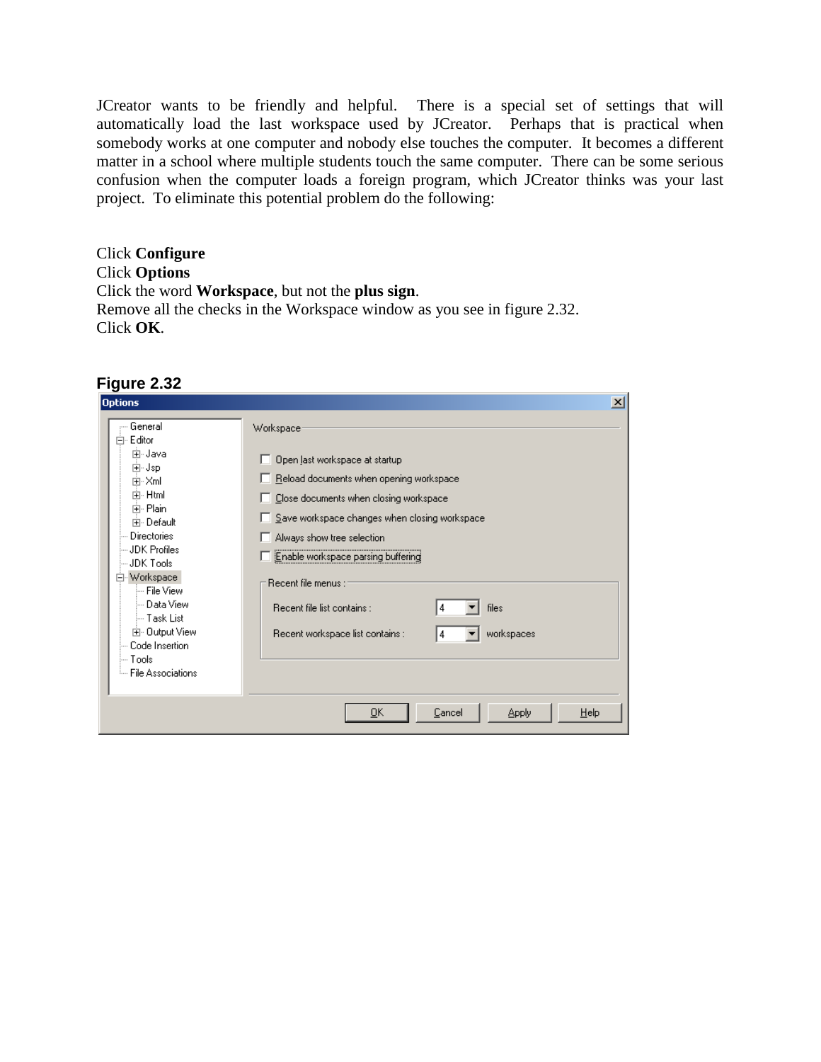JCreator wants to be friendly and helpful. There is a special set of settings that will automatically load the last workspace used by JCreator. Perhaps that is practical when somebody works at one computer and nobody else touches the computer. It becomes a different matter in a school where multiple students touch the same computer. There can be some serious confusion when the computer loads a foreign program, which JCreator thinks was your last project. To eliminate this potential problem do the following:

Click **Configure**
Click **Options**
Click the word **Workspace**, but not the **plus sign**.
Remove all the checks in the Workspace window as you see in figure 2.32.
Click **OK**.

**Figure 2.32**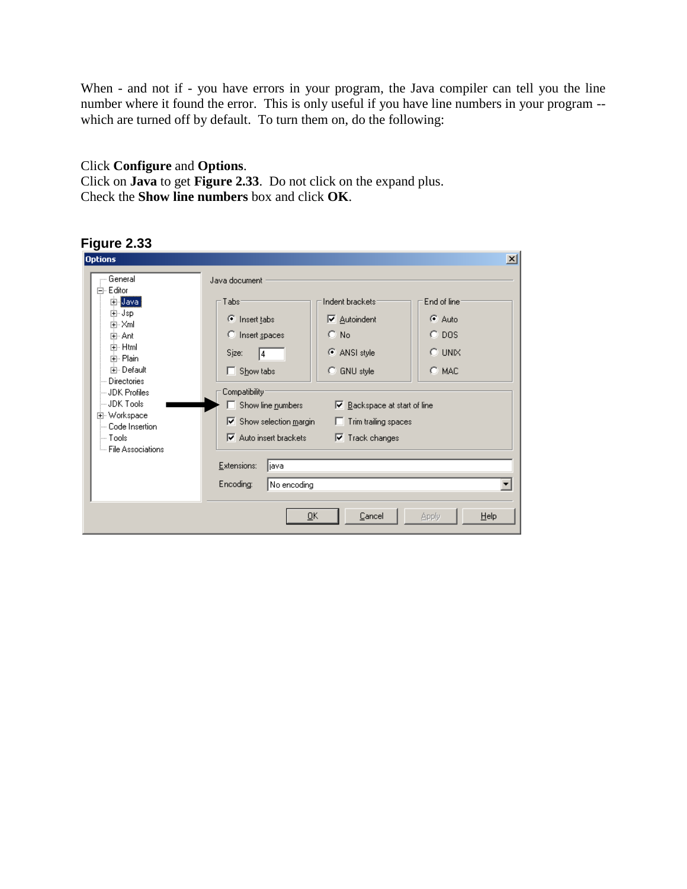When - and not if - you have errors in your program, the Java compiler can tell you the line number where it found the error. This is only useful if you have line numbers in your program -- which are turned off by default. To turn them on, do the following:

Click **Configure** and **Options**.
Click on **Java** to get **Figure 2.33**. Do not click on the expand plus.
Check the **Show line numbers** box and click **OK**.

**Figure 2.33**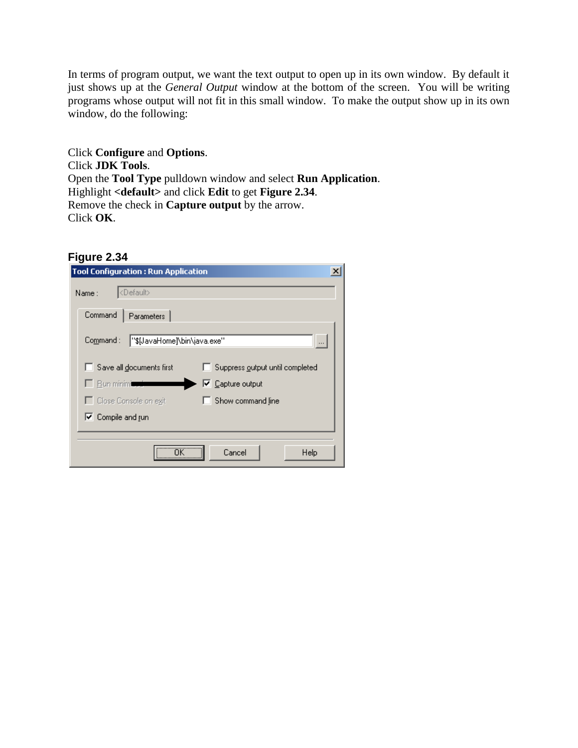In terms of program output, we want the text output to open up in its own window. By default it just shows up at the *General Output* window at the bottom of the screen. You will be writing programs whose output will not fit in this small window. To make the output show up in its own window, do the following:

Click **Configure** and **Options**.
Click **JDK Tools**.
Open the **Tool Type** pulldown window and select **Run Application**.
Highlight **<default>** and click **Edit** to get **Figure 2.34**.
Remove the check in **Capture output** by the arrow.
Click **OK**.

**Figure 2.34**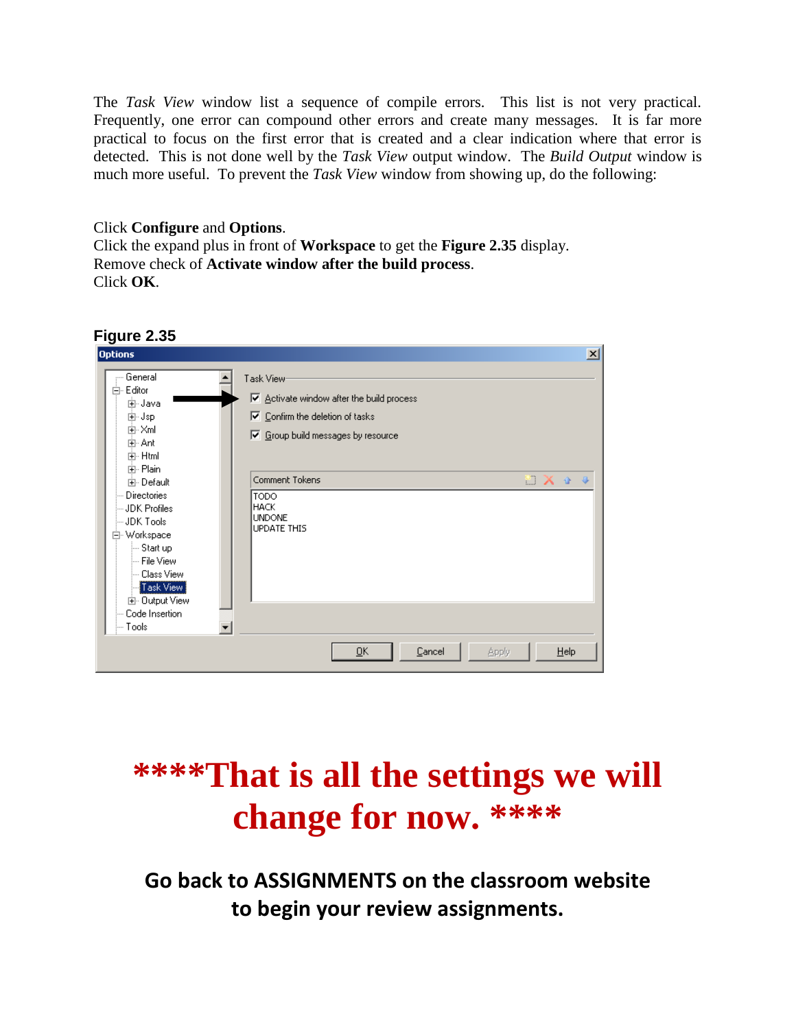The *Task View* window list a sequence of compile errors. This list is not very practical. Frequently, one error can compound other errors and create many messages. It is far more practical to focus on the first error that is created and a clear indication where that error is detected. This is not done well by the *Task View* output window. The *Build Output* window is much more useful. To prevent the *Task View* window from showing up, do the following:

Click **Configure** and **Options**.
Click the expand plus in front of **Workspace** to get the **Figure 2.35** display.
Remove check of **Activate window after the build process**.
Click **OK**.

**Figure 2.35**

Options

General
Editor
Java
Jsp
Xml
Ant
Html
Plain
Default
Directories
JDK Profiles
JDK Tools
Workspace
Start up
File View
Class View
Task View
Output View
Code Insertion
Tools

Task View
Activate window after the build process
Confirm the deletion of tasks
Group build messages by resource

Comment Tokens
TODO
HACK
UNDONE
UPDATE THIS

OK
Cancel
Apply
Help

# ****That is all the settings we will change for now. ****

**Go back to ASSIGNMENTS on the classroom website to begin your review assignments.**